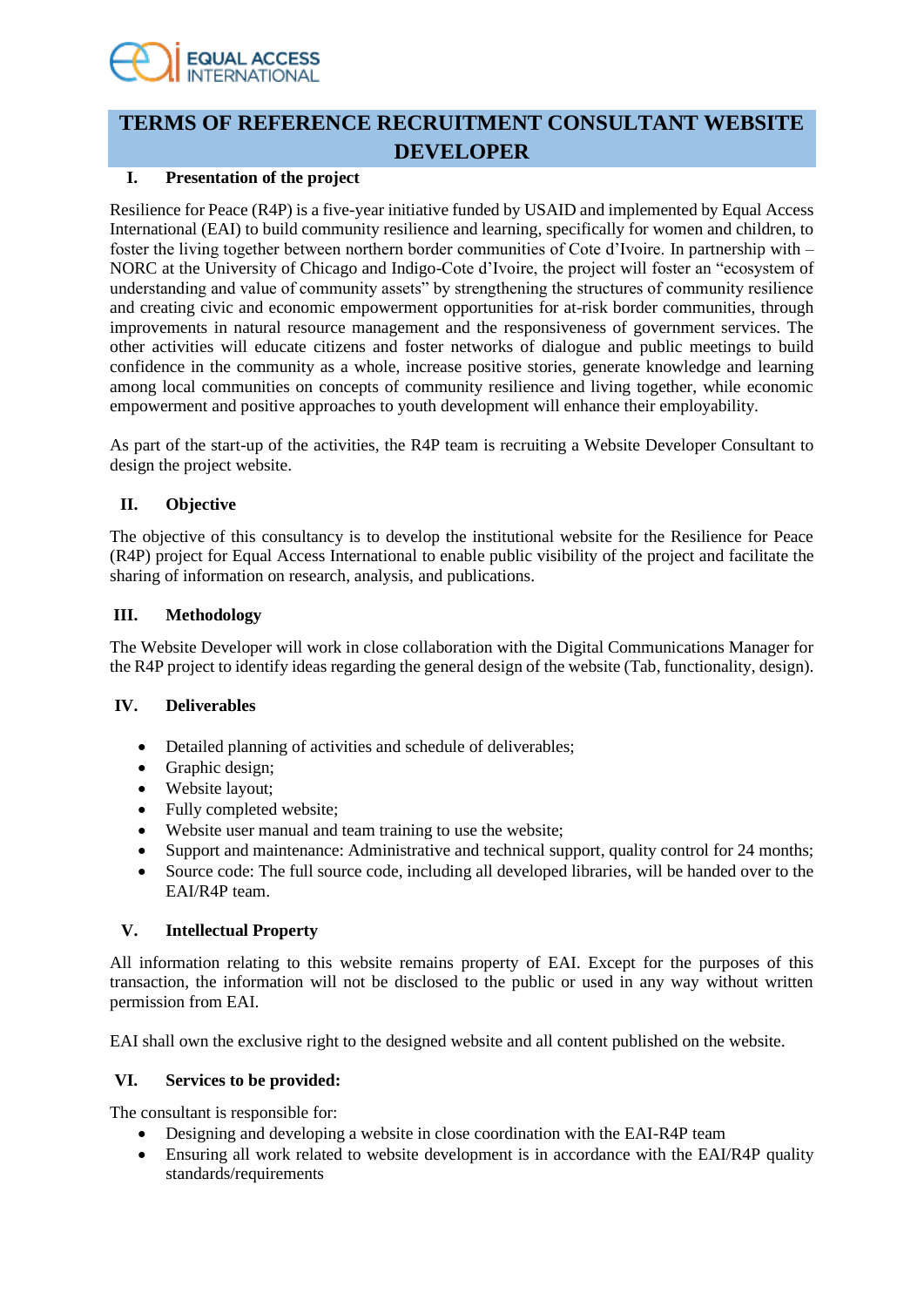# TERMS OF REFERENCE RECRUITMENT CONSULTANT WEBSITE DEVELOPER

## I. Presentation of the project

Resilience for Peace (R4P) is a five-year initiative funded by USAID and implemented by Equal Access International (EAI) to build community resilience and learning, specifically for women and children, to foster the living together between northern border communities of Cote d'Ivoire. In partnership with – NORC at the University of Chicago and Indigo-Cote d'Ivoire, the project will foster an "ecosystem of understanding and value of community assets" by strengthening the structures of community resilience and creating civic and economic empowerment opportunities for at-risk border communities, through improvements in natural resource management and the responsiveness of government services. The other activities will educate citizens and foster networks of dialogue and public meetings to build confidence in the community as a whole, increase positive stories, generate knowledge and learning among local communities on concepts of community resilience and living together, while economic empowerment and positive approaches to youth development will enhance their employability.

As part of the start-up of the activities, the R4P team is recruiting a Website Developer Consultant to design the project website.

## II. Objective

The objective of this consultancy is to develop the institutional website for the Resilience for Peace (R4P) project for Equal Access International to enable public visibility of the project and facilitate the sharing of information on research, analysis, and publications.

## III. Methodology

The Website Developer will work in close collaboration with the Digital Communications Manager for the R4P project to identify ideas regarding the general design of the website (Tab, functionality, design).

## IV. Deliverables

- Detailed planning of activities and schedule of deliverables;
- Graphic design;
- Website layout;
- Fully completed website;
- Website user manual and team training to use the website;
- Support and maintenance: Administrative and technical support, quality control for 24 months;
- Source code: The full source code, including all developed libraries, will be handed over to the EAI/R4P team.

## V. Intellectual Property

All information relating to this website remains property of EAI. Except for the purposes of this transaction, the information will not be disclosed to the public or used in any way without written permission from EAI.

EAI shall own the exclusive right to the designed website and all content published on the website.

## VI. Services to be provided:

The consultant is responsible for:

- Designing and developing a website in close coordination with the EAI-R4P team
- Ensuring all work related to website development is in accordance with the EAI/R4P quality standards/requirements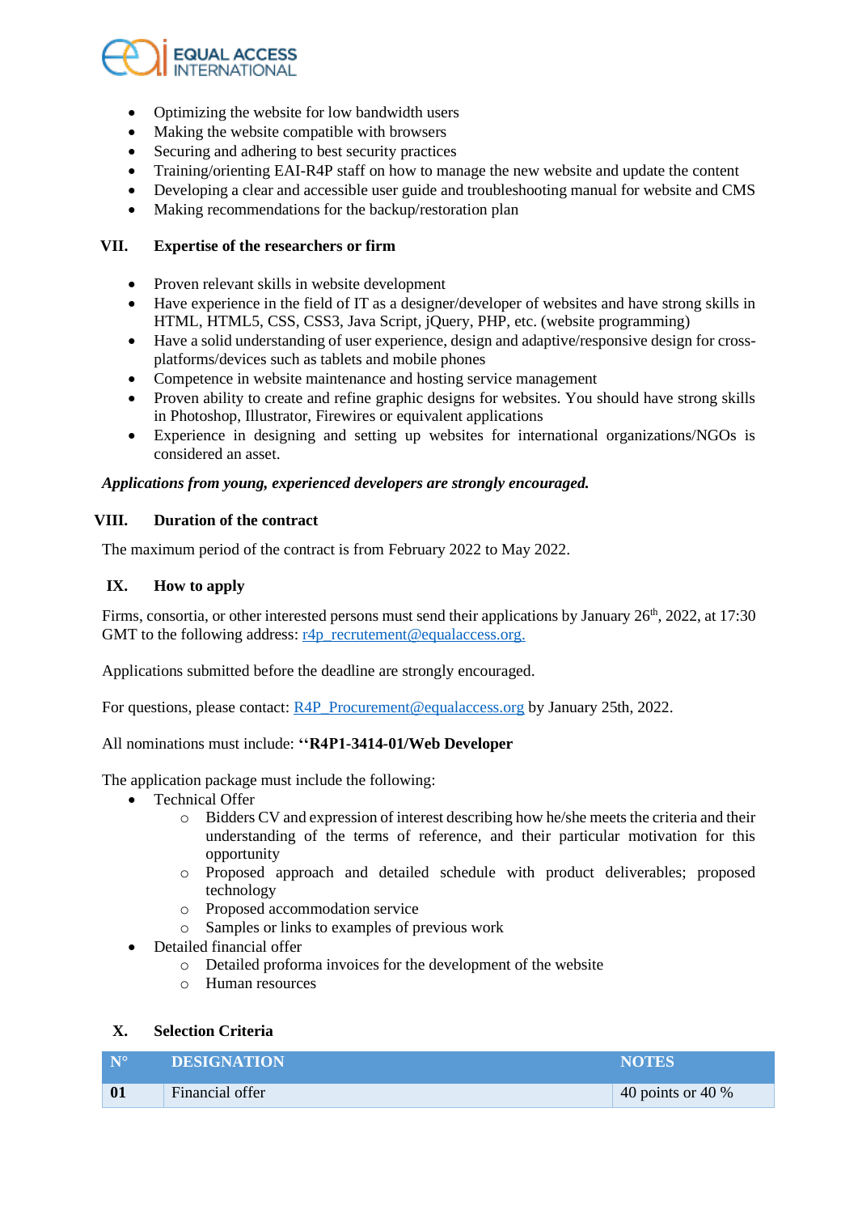- Optimizing the website for low bandwidth users
- Making the website compatible with browsers
- Securing and adhering to best security practices
- Training/orienting EAI-R4P staff on how to manage the new website and update the content
- Developing a clear and accessible user guide and troubleshooting manual for website and CMS
- Making recommendations for the backup/restoration plan

## VII. Expertise of the researchers or firm

- Proven relevant skills in website development
- Have experience in the field of IT as a designer/developer of websites and have strong skills in HTML, HTML5, CSS, CSS3, Java Script, jQuery, PHP, etc. (website programming)
- Have a solid understanding of user experience, design and adaptive/responsive design for cross-platforms/devices such as tablets and mobile phones
- Competence in website maintenance and hosting service management
- Proven ability to create and refine graphic designs for websites. You should have strong skills in Photoshop, Illustrator, Firewires or equivalent applications
- Experience in designing and setting up websites for international organizations/NGOs is considered an asset.

***Applications from young, experienced developers are strongly encouraged.***

## VIII. Duration of the contract

The maximum period of the contract is from February 2022 to May 2022.

## IX. How to apply

Firms, consortia, or other interested persons must send their applications by January 26th, 2022, at 17:30 GMT to the following address: r4p_recrutement@equalaccess.org.

Applications submitted before the deadline are strongly encouraged.

For questions, please contact: R4P_Procurement@equalaccess.org by January 25th, 2022.

All nominations must include: **''R4P1-3414-01/Web Developer**

The application package must include the following:

- Technical Offer
  - Bidders CV and expression of interest describing how he/she meets the criteria and their understanding of the terms of reference, and their particular motivation for this opportunity
  - Proposed approach and detailed schedule with product deliverables; proposed technology
  - Proposed accommodation service
  - Samples or links to examples of previous work
- Detailed financial offer
  - Detailed proforma invoices for the development of the website
  - Human resources

## X. Selection Criteria

| N° | DESIGNATION | NOTES |
|---|---|---|
| **01** | Financial offer | 40 points or 40 % |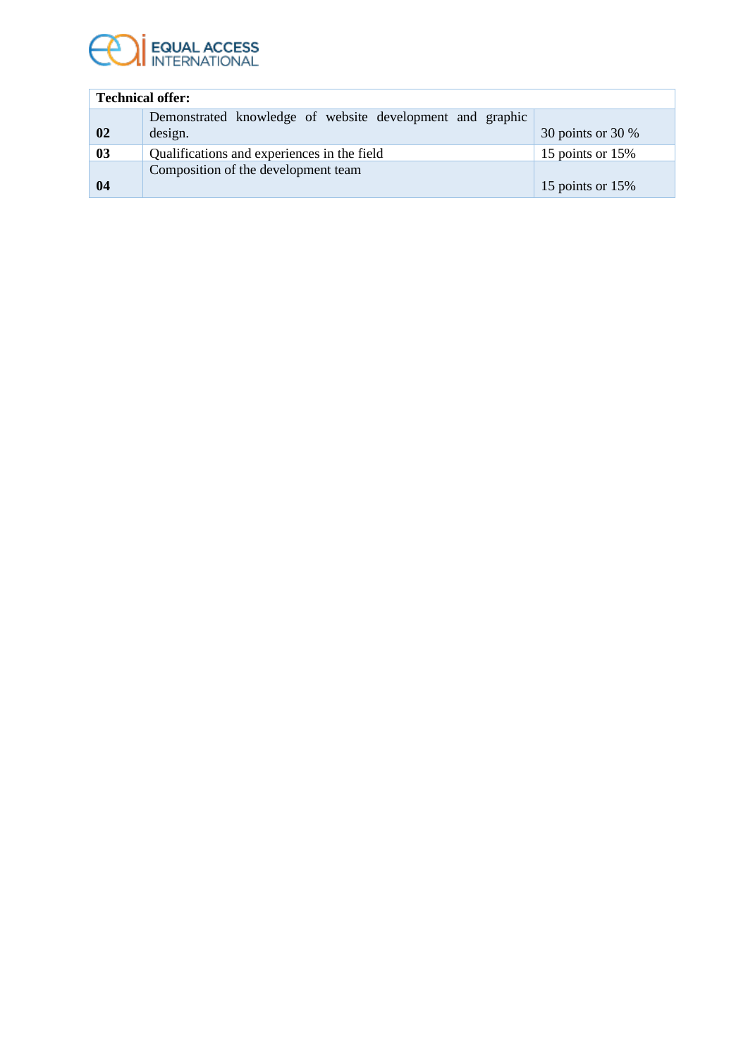| Technical offer: | | |
|---|---|---|
| **02** | Demonstrated knowledge of website development and graphic design. | 30 points or 30 % |
| **03** | Qualifications and experiences in the field | 15 points or 15% |
| **04** | Composition of the development team | 15 points or 15% |